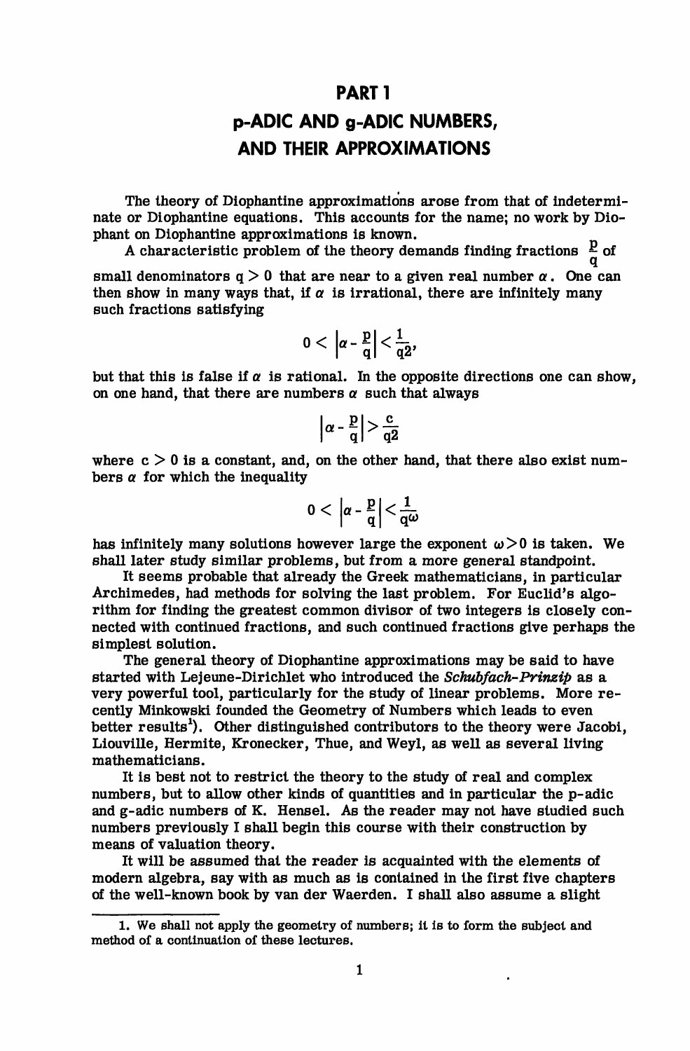# PART 1

# p-ADIC AND g-ADIC NUMBERS, AND THEIR APPROXIMATIONS

The theory of Diophantine approximations arose from that of indeterminate or Diophantine equations. This accounts for the name; no work by Diophant on Diophantine approximations is known.

A characteristic problem of the theory demands finding fractions $\frac{p}{q}$ of small denominators $q > 0$ that are near to a given real number $\alpha$. One can then show in many ways that, if $\alpha$ is irrational, there are infinitely many such fractions satisfying

$$0 < \left|\alpha - \frac{p}{q}\right| < \frac{1}{q^2},$$

but that this is false if $\alpha$ is rational. In the opposite directions one can show, on one hand, that there are numbers $\alpha$ such that always

$$\left|\alpha - \frac{p}{q}\right| > \frac{c}{q^2}$$

where $c > 0$ is a constant, and, on the other hand, that there also exist numbers $\alpha$ for which the inequality

$$0 < \left|\alpha - \frac{p}{q}\right| < \frac{1}{q^\omega}$$

has infinitely many solutions however large the exponent $\omega > 0$ is taken. We shall later study similar problems, but from a more general standpoint.

It seems probable that already the Greek mathematicians, in particular Archimedes, had methods for solving the last problem. For Euclid's algorithm for finding the greatest common divisor of two integers is closely connected with continued fractions, and such continued fractions give perhaps the simplest solution.

The general theory of Diophantine approximations may be said to have started with Lejeune-Dirichlet who introduced the *Schubfach-Prinzip* as a very powerful tool, particularly for the study of linear problems. More recently Minkowski founded the Geometry of Numbers which leads to even better results[1]). Other distinguished contributors to the theory were Jacobi, Liouville, Hermite, Kronecker, Thue, and Weyl, as well as several living mathematicians.

It is best not to restrict the theory to the study of real and complex numbers, but to allow other kinds of quantities and in particular the p-adic and g-adic numbers of K. Hensel. As the reader may not have studied such numbers previously I shall begin this course with their construction by means of valuation theory.

It will be assumed that the reader is acquainted with the elements of modern algebra, say with as much as is contained in the first five chapters of the well-known book by van der Waerden. I shall also assume a slight

---

1. We shall not apply the geometry of numbers; it is to form the subject and method of a continuation of these lectures.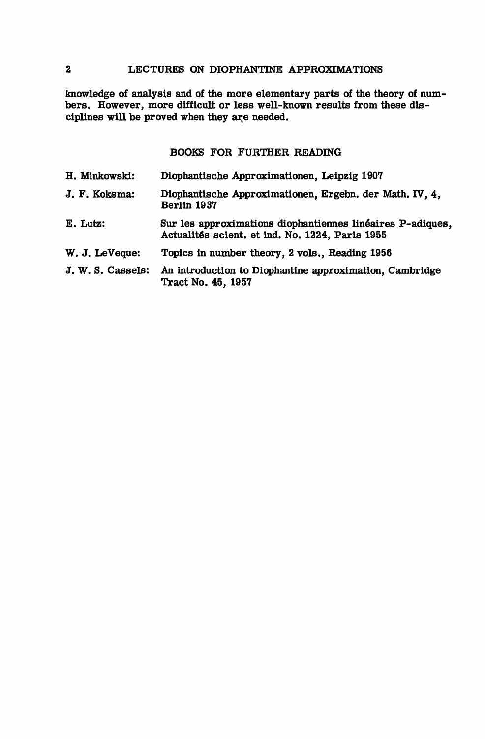knowledge of analysis and of the more elementary parts of the theory of numbers. However, more difficult or less well-known results from these disciplines will be proved when they are needed.

## BOOKS FOR FURTHER READING

| | |
|---|---|
| H. Minkowski: | Diophantische Approximationen, Leipzig 1907 |
| J. F. Koksma: | Diophantische Approximationen, Ergebn. der Math. IV, 4, Berlin 1937 |
| E. Lutz: | Sur les approximations diophantiennes linéaires P-adiques, Actualités scient. et ind. No. 1224, Paris 1955 |
| W. J. LeVeque: | Topics in number theory, 2 vols., Reading 1956 |
| J. W. S. Cassels: | An introduction to Diophantine approximation, Cambridge Tract No. 45, 1957 |